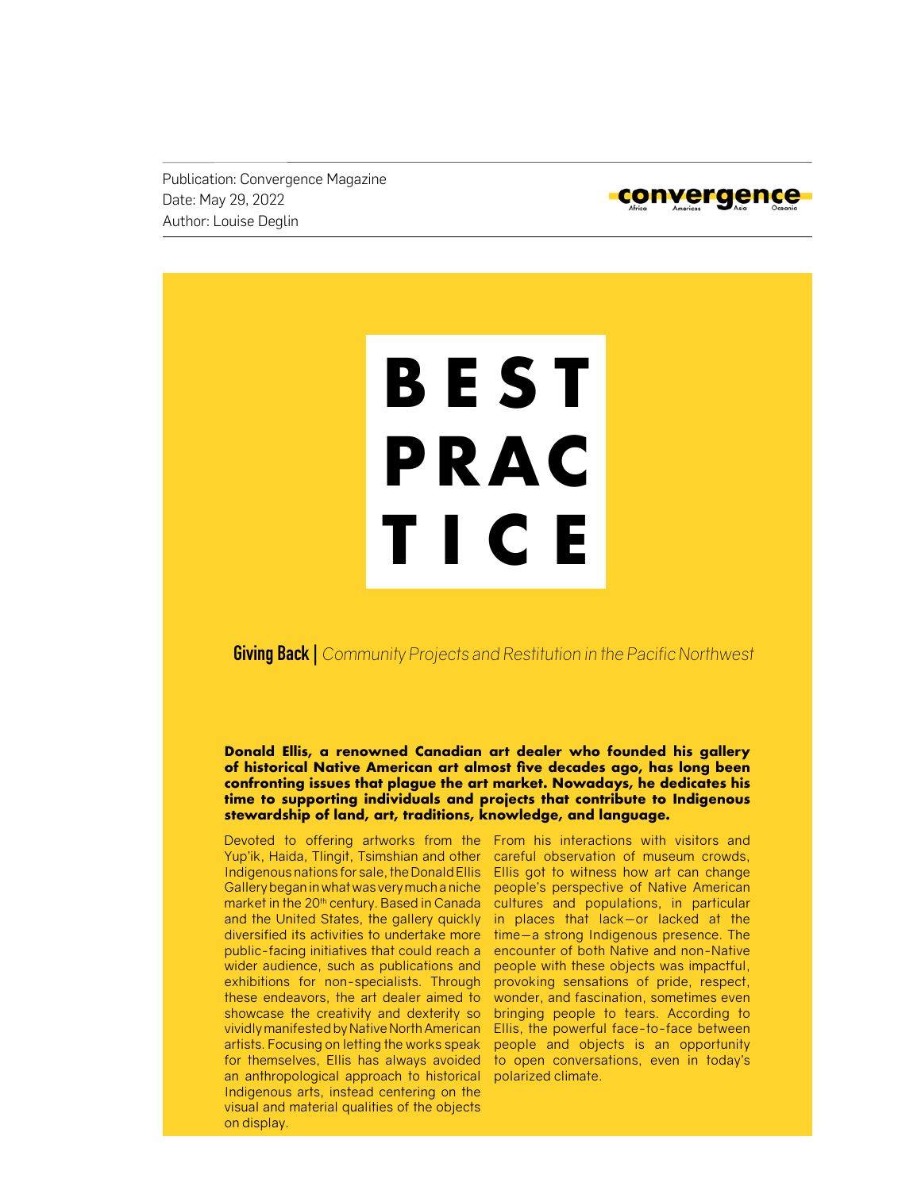Publication: Convergence Magazine
Date: May 29, 2022
Author: Louise Deglin

convergence
Africa Americas Asia Oceania

# BEST PRACTICE

**Giving Back** | *Community Projects and Restitution in the Pacific Northwest*

**Donald Ellis, a renowned Canadian art dealer who founded his gallery of historical Native American art almost five decades ago, has long been confronting issues that plague the art market. Nowadays, he dedicates his time to supporting individuals and projects that contribute to Indigenous stewardship of land, art, traditions, knowledge, and language.**

Devoted to offering artworks from the Yup'ik, Haida, Tlingit, Tsimshian and other Indigenous nations for sale, the Donald Ellis Gallery began in what was very much a niche market in the 20th century. Based in Canada and the United States, the gallery quickly diversified its activities to undertake more public-facing initiatives that could reach a wider audience, such as publications and exhibitions for non-specialists. Through these endeavors, the art dealer aimed to showcase the creativity and dexterity so vividly manifested by Native North American artists. Focusing on letting the works speak for themselves, Ellis has always avoided an anthropological approach to historical Indigenous arts, instead centering on the visual and material qualities of the objects on display.

From his interactions with visitors and careful observation of museum crowds, Ellis got to witness how art can change people's perspective of Native American cultures and populations, in particular in places that lack—or lacked at the time—a strong Indigenous presence. The encounter of both Native and non-Native people with these objects was impactful, provoking sensations of pride, respect, wonder, and fascination, sometimes even bringing people to tears. According to Ellis, the powerful face-to-face between people and objects is an opportunity to open conversations, even in today's polarized climate.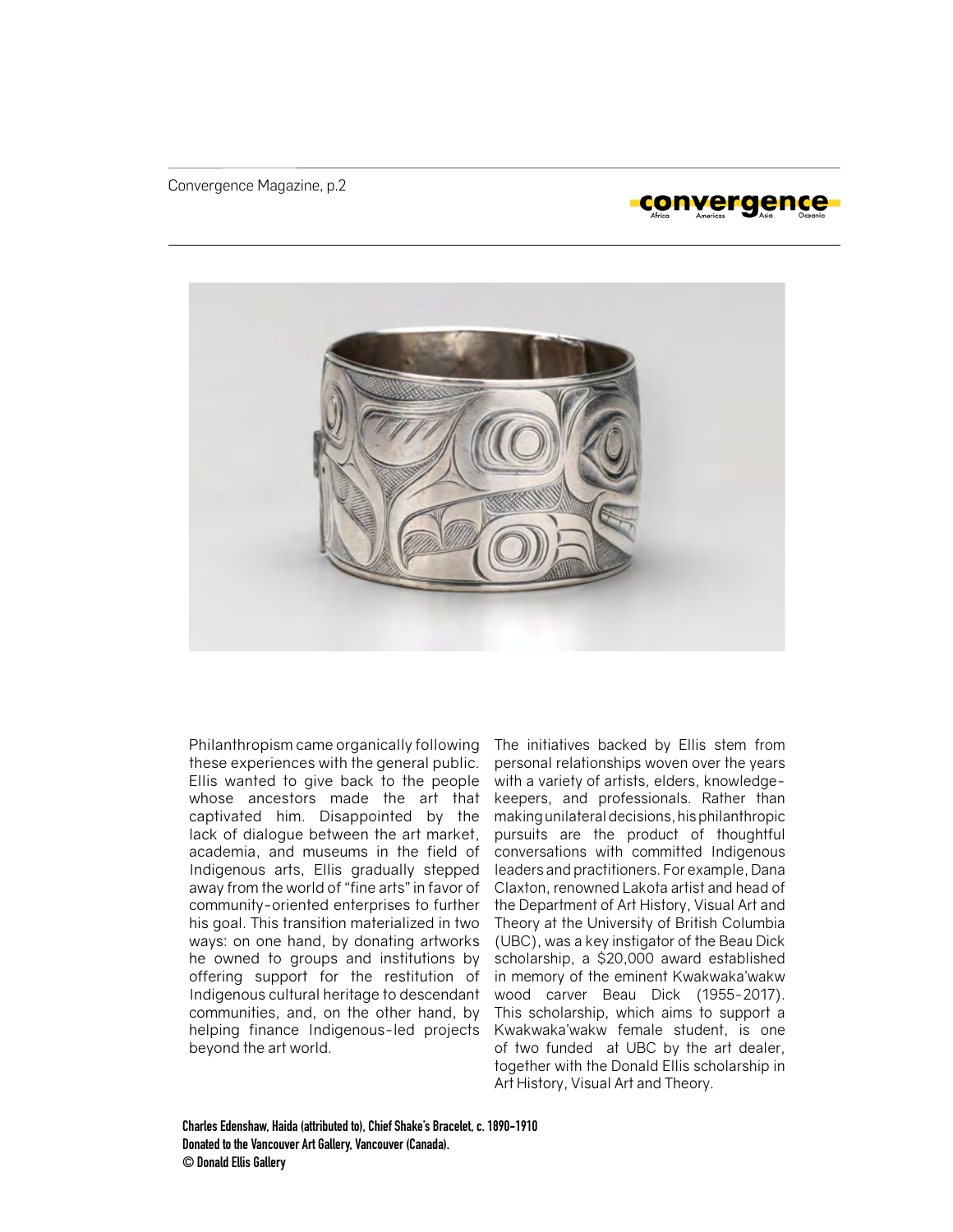Philanthropism came organically following these experiences with the general public. Ellis wanted to give back to the people whose ancestors made the art that captivated him. Disappointed by the lack of dialogue between the art market, academia, and museums in the field of Indigenous arts, Ellis gradually stepped away from the world of "fine arts" in favor of community-oriented enterprises to further his goal. This transition materialized in two ways: on one hand, by donating artworks he owned to groups and institutions by offering support for the restitution of Indigenous cultural heritage to descendant communities, and, on the other hand, by helping finance Indigenous-led projects beyond the art world.

The initiatives backed by Ellis stem from personal relationships woven over the years with a variety of artists, elders, knowledge-keepers, and professionals. Rather than making unilateral decisions, his philanthropic pursuits are the product of thoughtful conversations with committed Indigenous leaders and practitioners. For example, Dana Claxton, renowned Lakota artist and head of the Department of Art History, Visual Art and Theory at the University of British Columbia (UBC), was a key instigator of the Beau Dick scholarship, a $20,000 award established in memory of the eminent Kwakwaka'wakw wood carver Beau Dick (1955-2017). This scholarship, which aims to support a Kwakwaka'wakw female student, is one of two funded at UBC by the art dealer, together with the Donald Ellis scholarship in Art History, Visual Art and Theory.

**Charles Edenshaw, Haida (attributed to), Chief Shake's Bracelet, c. 1890-1910**
**Donated to the Vancouver Art Gallery, Vancouver (Canada).**
**© Donald Ellis Gallery**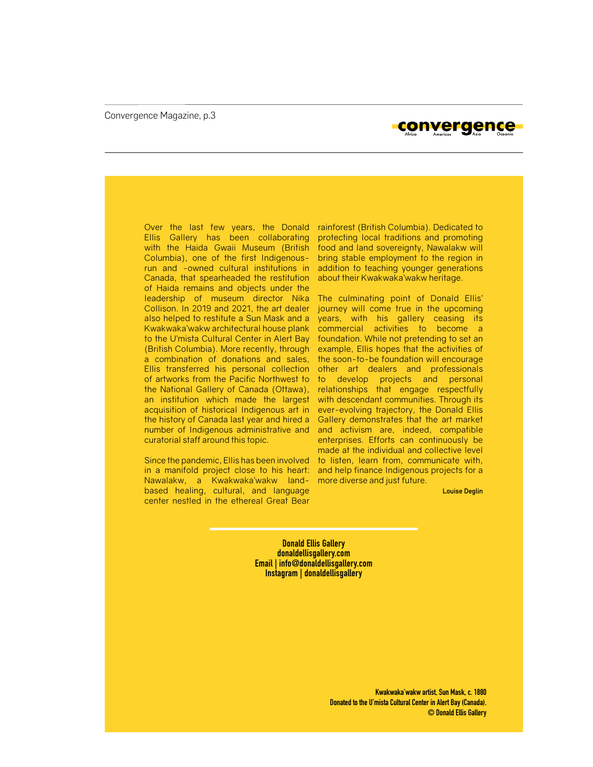Over the last few years, the Donald Ellis Gallery has been collaborating with the Haida Gwaii Museum (British Columbia), one of the first Indigenous-run and -owned cultural institutions in Canada, that spearheaded the restitution of Haida remains and objects under the leadership of museum director Nika Collison. In 2019 and 2021, the art dealer also helped to restitute a Sun Mask and a Kwakwaka'wakw architectural house plank to the U'mista Cultural Center in Alert Bay (British Columbia). More recently, through a combination of donations and sales, Ellis transferred his personal collection of artworks from the Pacific Northwest to the National Gallery of Canada (Ottawa), an institution which made the largest acquisition of historical Indigenous art in the history of Canada last year and hired a number of Indigenous administrative and curatorial staff around this topic.

Since the pandemic, Ellis has been involved in a manifold project close to his heart: Nawalakw, a Kwakwaka'wakw land-based healing, cultural, and language center nestled in the ethereal Great Bear rainforest (British Columbia). Dedicated to protecting local traditions and promoting food and land sovereignty, Nawalakw will bring stable employment to the region in addition to teaching younger generations about their Kwakwaka'wakw heritage.

The culminating point of Donald Ellis' journey will come true in the upcoming years, with his gallery ceasing its commercial activities to become a foundation. While not pretending to set an example, Ellis hopes that the activities of the soon-to-be foundation will encourage other art dealers and professionals to develop projects and personal relationships that engage respectfully with descendant communities. Through its ever-evolving trajectory, the Donald Ellis Gallery demonstrates that the art market and activism are, indeed, compatible enterprises. Efforts can continuously be made at the individual and collective level to listen, learn from, communicate with, and help finance Indigenous projects for a more diverse and just future.

**Louise Deglin**

**Donald Ellis Gallery**
**donaldellisgallery.com**
**Email | info@donaldellisgallery.com**
**Instagram | donaldellisgallery**

**Kwakwaka'wakw artist, Sun Mask, c. 1880**
**Donated to the U'mista Cultural Center in Alert Bay (Canada).**
**© Donald Ellis Gallery**